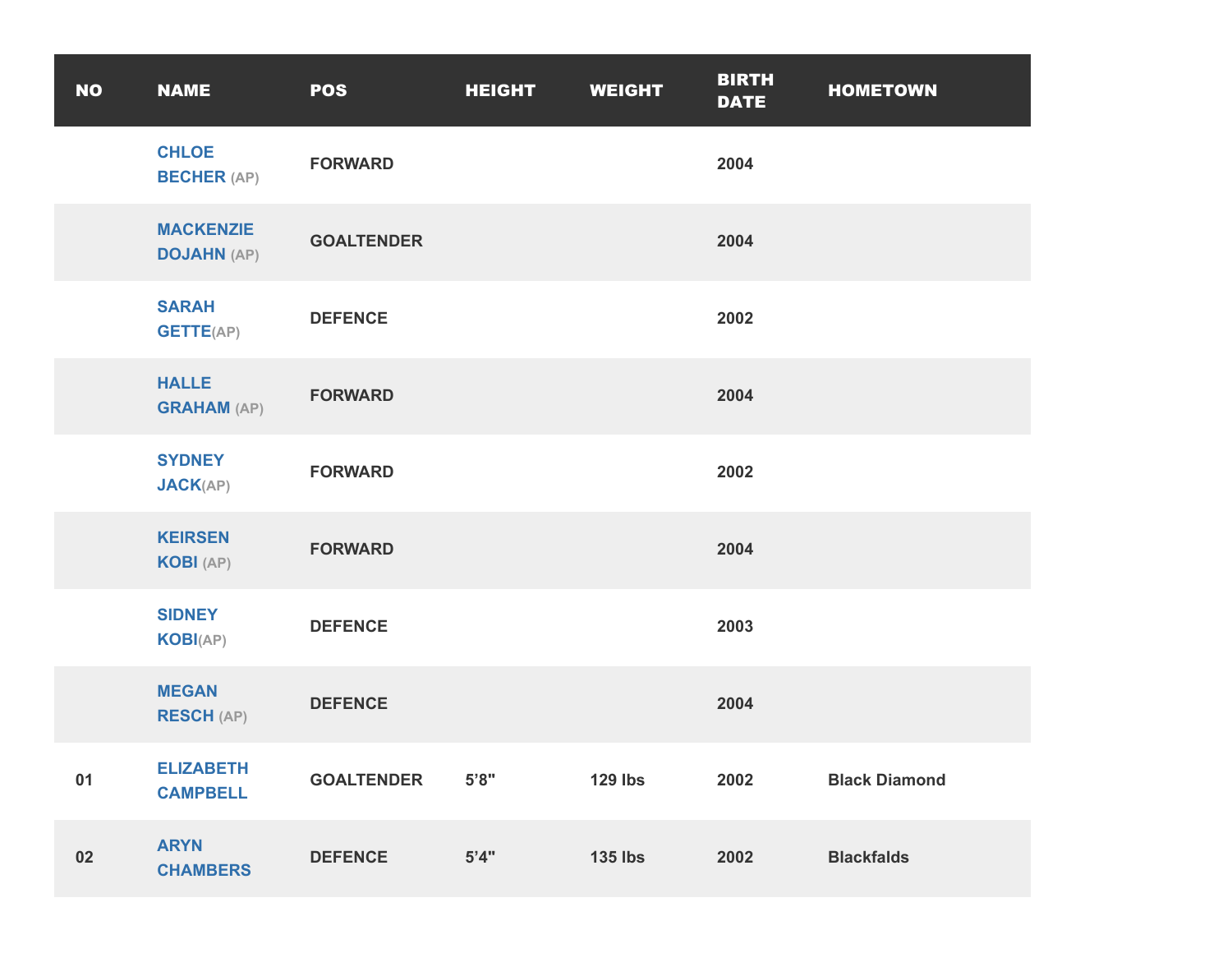| NO | NAME | POS | HEIGHT | WEIGHT | BIRTH DATE | HOMETOWN |
|---|---|---|---|---|---|---|
| | CHLOE BECHER (AP) | FORWARD | | | 2004 | |
| | MACKENZIE DOJAHN (AP) | GOALTENDER | | | 2004 | |
| | SARAH GETTE(AP) | DEFENCE | | | 2002 | |
| | HALLE GRAHAM (AP) | FORWARD | | | 2004 | |
| | SYDNEY JACK(AP) | FORWARD | | | 2002 | |
| | KEIRSEN KOBI (AP) | FORWARD | | | 2004 | |
| | SIDNEY KOBI(AP) | DEFENCE | | | 2003 | |
| | MEGAN RESCH (AP) | DEFENCE | | | 2004 | |
| 01 | ELIZABETH CAMPBELL | GOALTENDER | 5’8" | 129 lbs | 2002 | Black Diamond |
| 02 | ARYN CHAMBERS | DEFENCE | 5’4" | 135 lbs | 2002 | Blackfalds |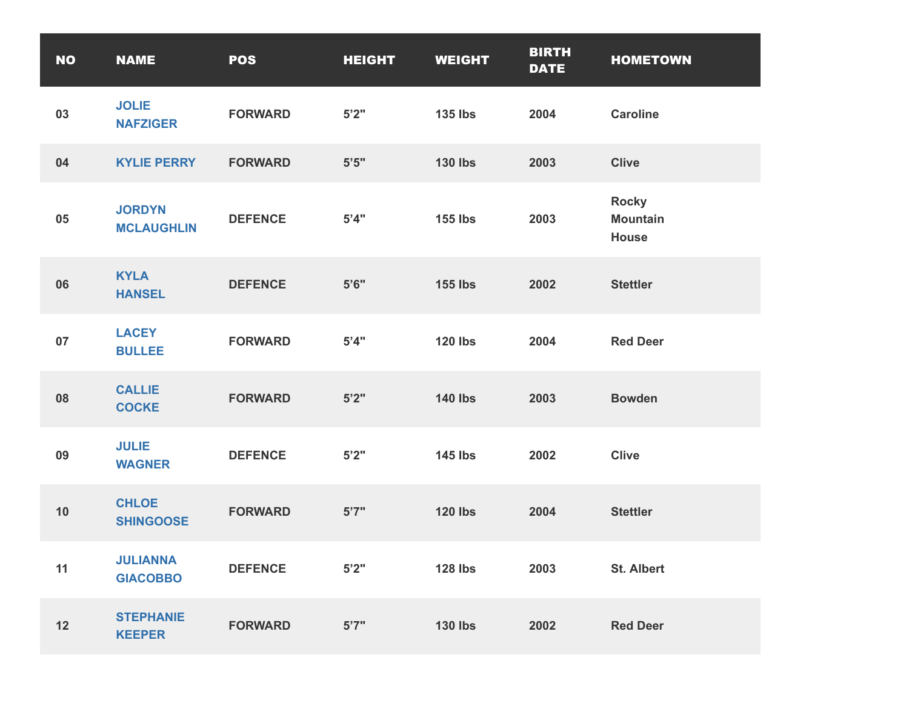| NO | NAME | POS | HEIGHT | WEIGHT | BIRTH DATE | HOMETOWN |
|---|---|---|---|---|---|---|
| 03 | JOLIE NAFZIGER | FORWARD | 5'2" | 135 lbs | 2004 | Caroline |
| 04 | KYLIE PERRY | FORWARD | 5'5" | 130 lbs | 2003 | Clive |
| 05 | JORDYN MCLAUGHLIN | DEFENCE | 5'4" | 155 lbs | 2003 | Rocky Mountain House |
| 06 | KYLA HANSEL | DEFENCE | 5'6" | 155 lbs | 2002 | Stettler |
| 07 | LACEY BULLEE | FORWARD | 5'4" | 120 lbs | 2004 | Red Deer |
| 08 | CALLIE COCKE | FORWARD | 5'2" | 140 lbs | 2003 | Bowden |
| 09 | JULIE WAGNER | DEFENCE | 5'2" | 145 lbs | 2002 | Clive |
| 10 | CHLOE SHINGOOSE | FORWARD | 5'7" | 120 lbs | 2004 | Stettler |
| 11 | JULIANNA GIACOBBO | DEFENCE | 5'2" | 128 lbs | 2003 | St. Albert |
| 12 | STEPHANIE KEEPER | FORWARD | 5'7" | 130 lbs | 2002 | Red Deer |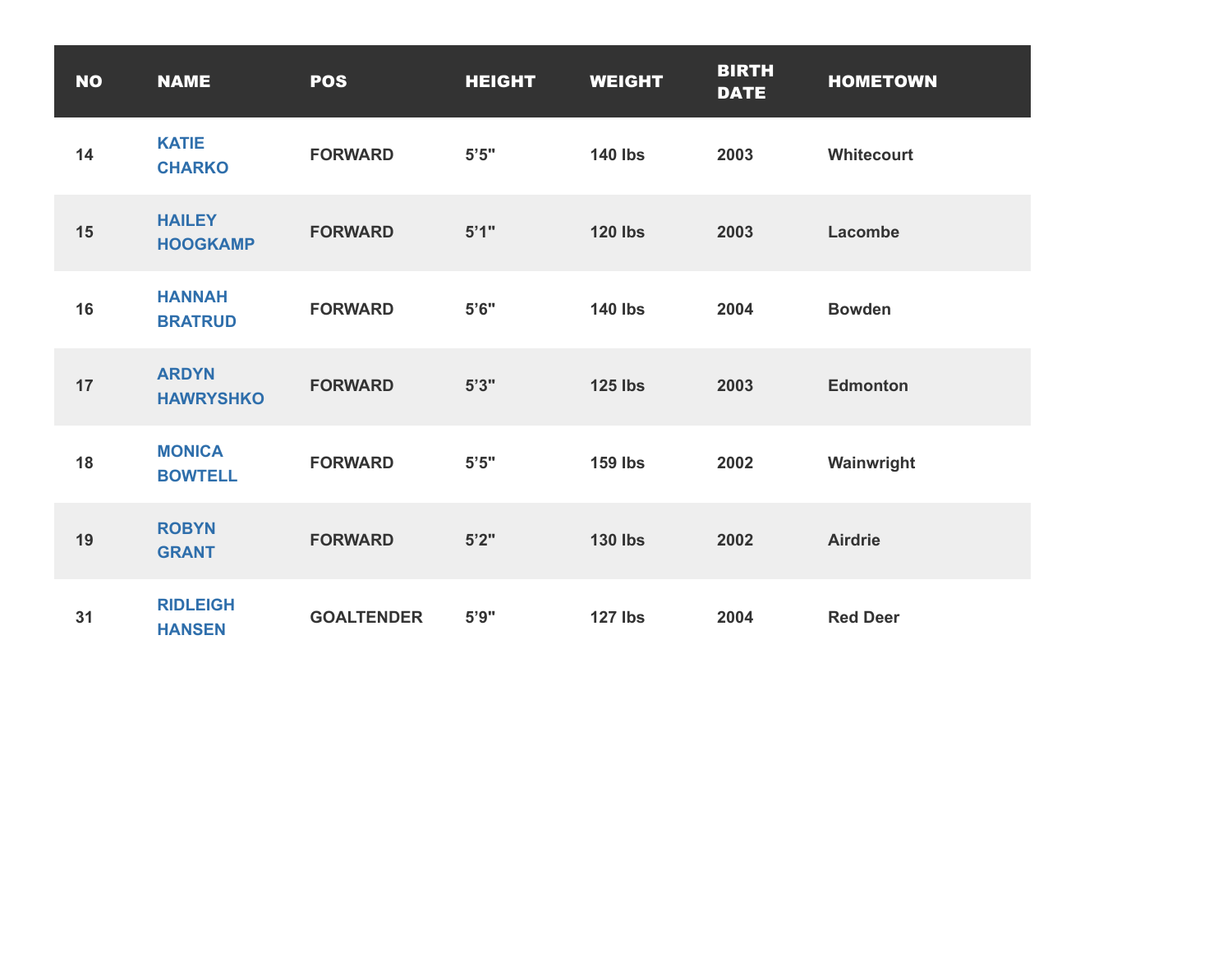| NO | NAME | POS | HEIGHT | WEIGHT | BIRTH DATE | HOMETOWN |
|---|---|---|---|---|---|---|
| 14 | KATIE CHARKO | FORWARD | 5'5" | 140 lbs | 2003 | Whitecourt |
| 15 | HAILEY HOOGKAMP | FORWARD | 5'1" | 120 lbs | 2003 | Lacombe |
| 16 | HANNAH BRATRUD | FORWARD | 5'6" | 140 lbs | 2004 | Bowden |
| 17 | ARDYN HAWRYSHKO | FORWARD | 5'3" | 125 lbs | 2003 | Edmonton |
| 18 | MONICA BOWTELL | FORWARD | 5'5" | 159 lbs | 2002 | Wainwright |
| 19 | ROBYN GRANT | FORWARD | 5'2" | 130 lbs | 2002 | Airdrie |
| 31 | RIDLEIGH HANSEN | GOALTENDER | 5'9" | 127 lbs | 2004 | Red Deer |